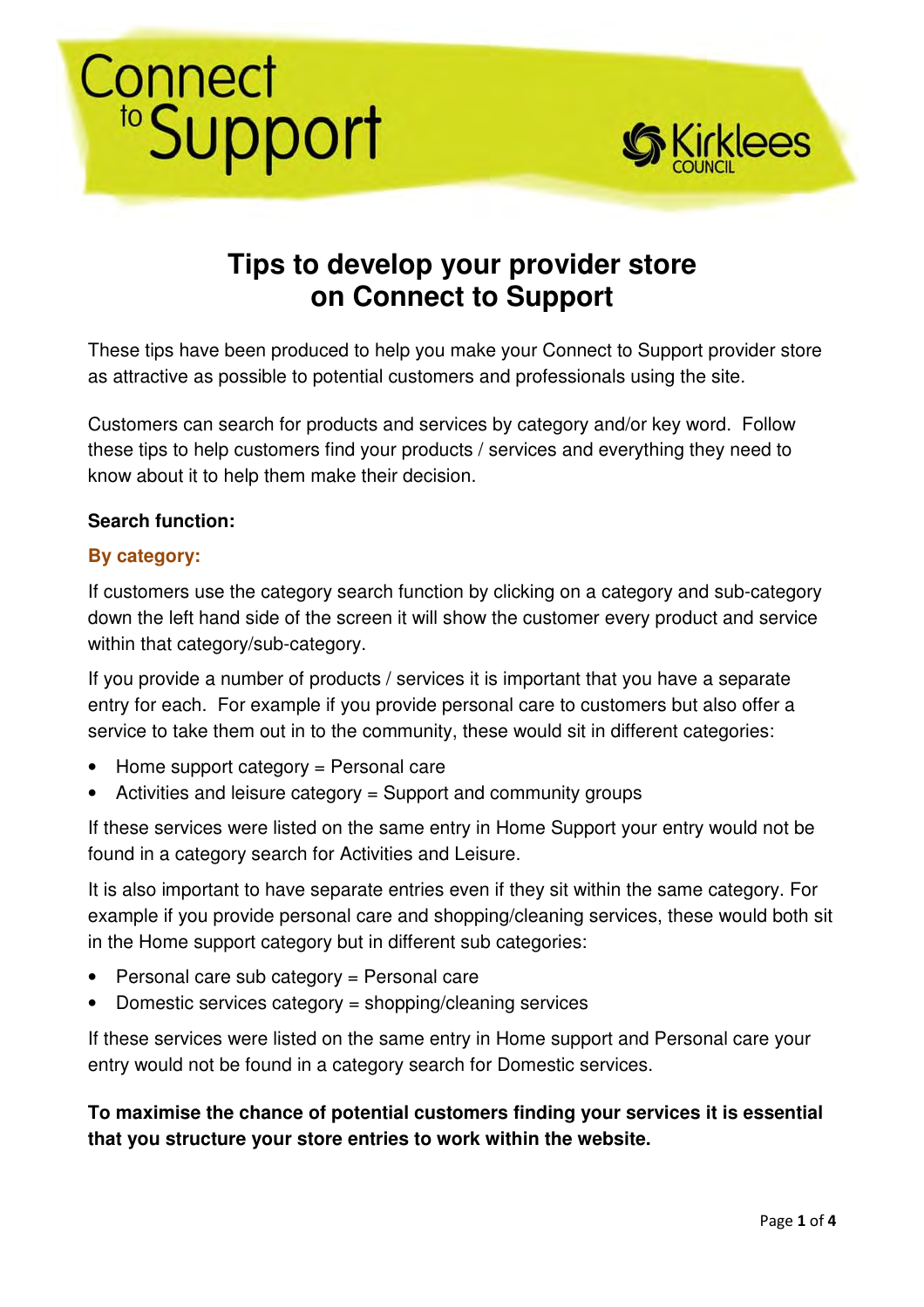Connect to Support

Kirklees COUNCIL

# Tips to develop your provider store on Connect to Support

These tips have been produced to help you make your Connect to Support provider store as attractive as possible to potential customers and professionals using the site.

Customers can search for products and services by category and/or key word. Follow these tips to help customers find your products / services and everything they need to know about it to help them make their decision.

**Search function:**

### By category:

If customers use the category search function by clicking on a category and sub-category down the left hand side of the screen it will show the customer every product and service within that category/sub-category.

If you provide a number of products / services it is important that you have a separate entry for each. For example if you provide personal care to customers but also offer a service to take them out in to the community, these would sit in different categories:

- Home support category = Personal care
- Activities and leisure category = Support and community groups

If these services were listed on the same entry in Home Support your entry would not be found in a category search for Activities and Leisure.

It is also important to have separate entries even if they sit within the same category. For example if you provide personal care and shopping/cleaning services, these would both sit in the Home support category but in different sub categories:

- Personal care sub category = Personal care
- Domestic services category = shopping/cleaning services

If these services were listed on the same entry in Home support and Personal care your entry would not be found in a category search for Domestic services.

**To maximise the chance of potential customers finding your services it is essential that you structure your store entries to work within the website.**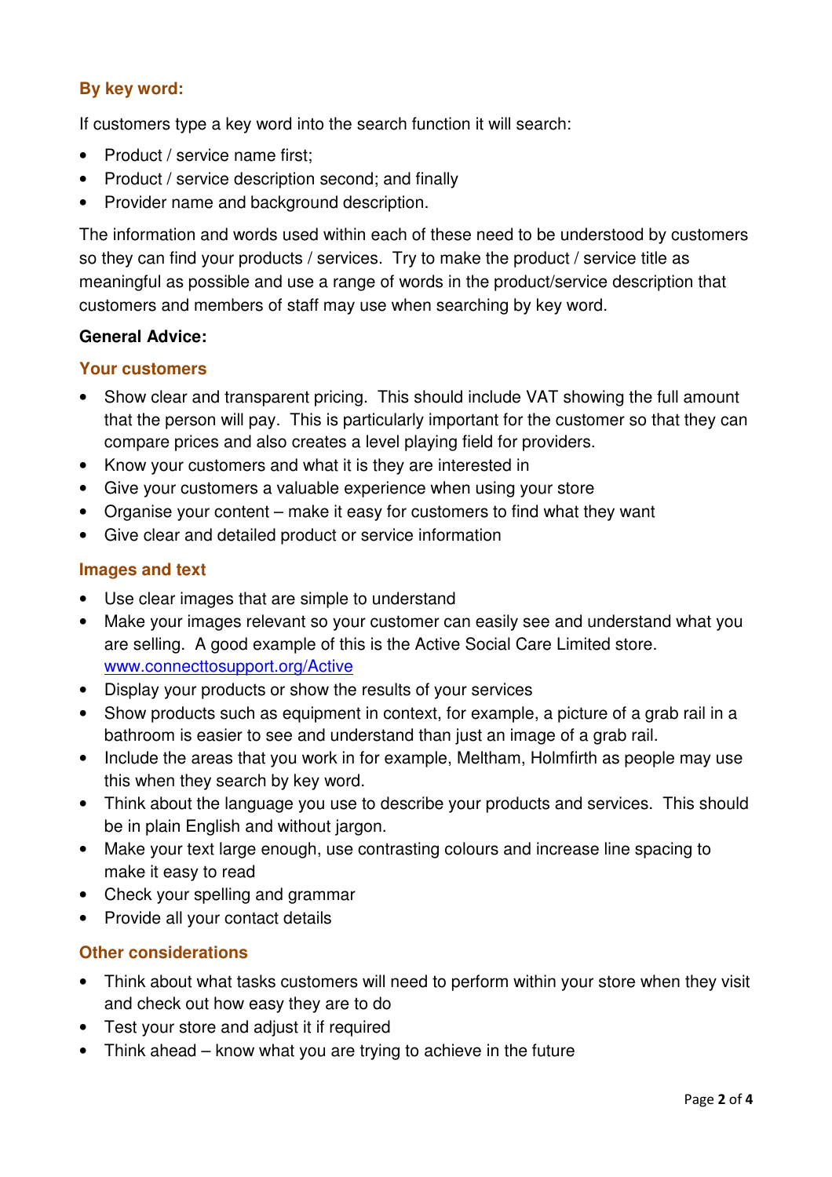### By key word:

If customers type a key word into the search function it will search:

- Product / service name first;
- Product / service description second; and finally
- Provider name and background description.

The information and words used within each of these need to be understood by customers so they can find your products / services. Try to make the product / service title as meaningful as possible and use a range of words in the product/service description that customers and members of staff may use when searching by key word.

**General Advice:**

### Your customers

- Show clear and transparent pricing. This should include VAT showing the full amount that the person will pay. This is particularly important for the customer so that they can compare prices and also creates a level playing field for providers.
- Know your customers and what it is they are interested in
- Give your customers a valuable experience when using your store
- Organise your content – make it easy for customers to find what they want
- Give clear and detailed product or service information

### Images and text

- Use clear images that are simple to understand
- Make your images relevant so your customer can easily see and understand what you are selling. A good example of this is the Active Social Care Limited store. www.connecttosupport.org/Active
- Display your products or show the results of your services
- Show products such as equipment in context, for example, a picture of a grab rail in a bathroom is easier to see and understand than just an image of a grab rail.
- Include the areas that you work in for example, Meltham, Holmfirth as people may use this when they search by key word.
- Think about the language you use to describe your products and services. This should be in plain English and without jargon.
- Make your text large enough, use contrasting colours and increase line spacing to make it easy to read
- Check your spelling and grammar
- Provide all your contact details

### Other considerations

- Think about what tasks customers will need to perform within your store when they visit and check out how easy they are to do
- Test your store and adjust it if required
- Think ahead – know what you are trying to achieve in the future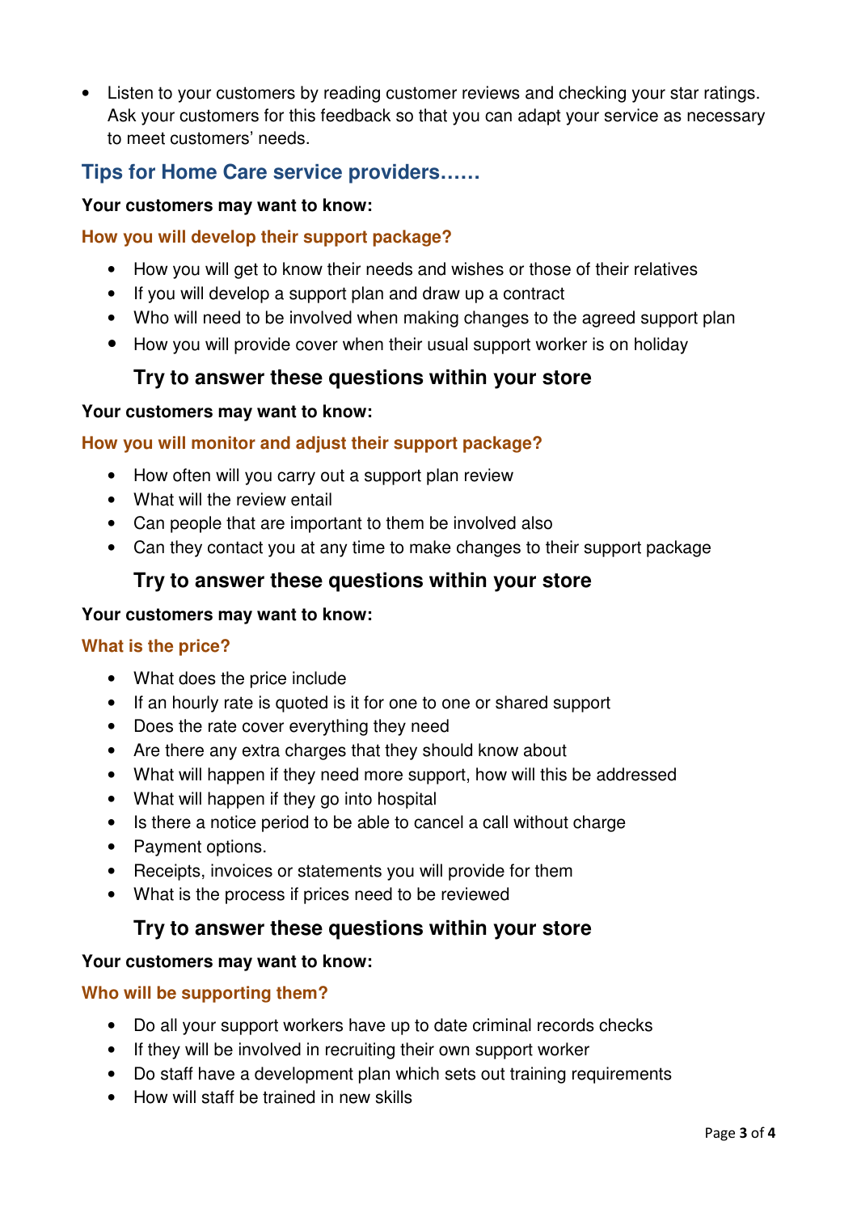- Listen to your customers by reading customer reviews and checking your star ratings. Ask your customers for this feedback so that you can adapt your service as necessary to meet customers' needs.

## Tips for Home Care service providers……

**Your customers may want to know:**

### How you will develop their support package?

- How you will get to know their needs and wishes or those of their relatives
- If you will develop a support plan and draw up a contract
- Who will need to be involved when making changes to the agreed support plan
- How you will provide cover when their usual support worker is on holiday

**Try to answer these questions within your store**

**Your customers may want to know:**

### How you will monitor and adjust their support package?

- How often will you carry out a support plan review
- What will the review entail
- Can people that are important to them be involved also
- Can they contact you at any time to make changes to their support package

**Try to answer these questions within your store**

**Your customers may want to know:**

### What is the price?

- What does the price include
- If an hourly rate is quoted is it for one to one or shared support
- Does the rate cover everything they need
- Are there any extra charges that they should know about
- What will happen if they need more support, how will this be addressed
- What will happen if they go into hospital
- Is there a notice period to be able to cancel a call without charge
- Payment options.
- Receipts, invoices or statements you will provide for them
- What is the process if prices need to be reviewed

**Try to answer these questions within your store**

**Your customers may want to know:**

### Who will be supporting them?

- Do all your support workers have up to date criminal records checks
- If they will be involved in recruiting their own support worker
- Do staff have a development plan which sets out training requirements
- How will staff be trained in new skills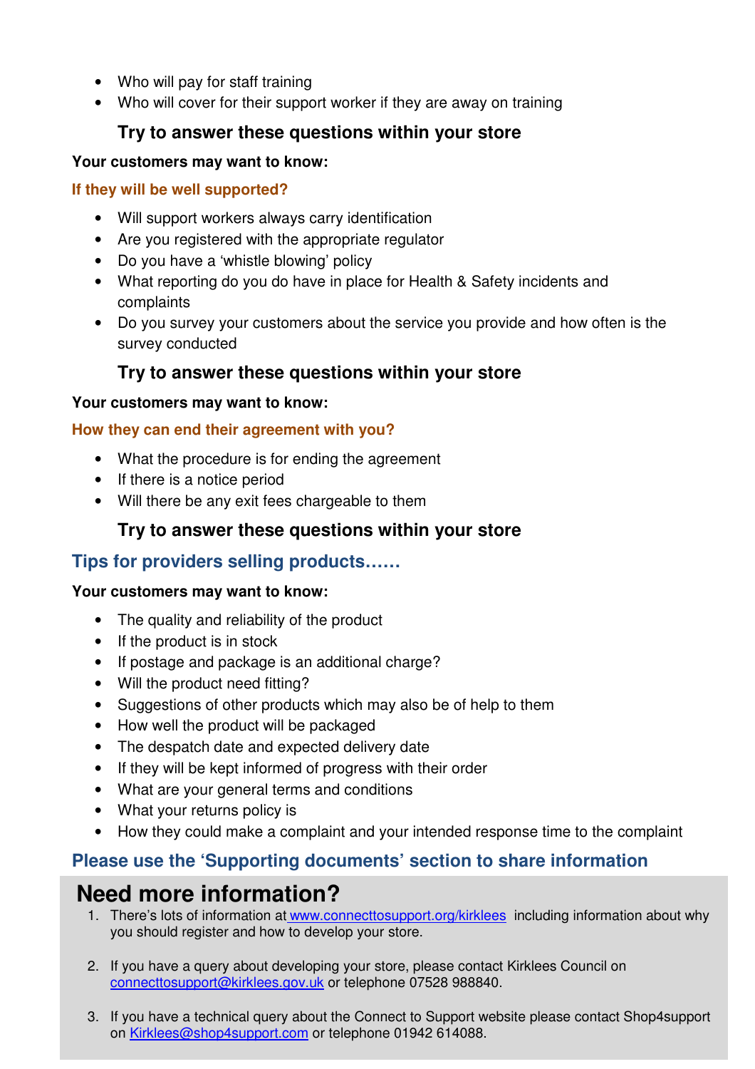- Who will pay for staff training
- Who will cover for their support worker if they are away on training

### Try to answer these questions within your store

**Your customers may want to know:**

**If they will be well supported?**

- Will support workers always carry identification
- Are you registered with the appropriate regulator
- Do you have a 'whistle blowing' policy
- What reporting do you do have in place for Health & Safety incidents and complaints
- Do you survey your customers about the service you provide and how often is the survey conducted

### Try to answer these questions within your store

**Your customers may want to know:**

**How they can end their agreement with you?**

- What the procedure is for ending the agreement
- If there is a notice period
- Will there be any exit fees chargeable to them

### Try to answer these questions within your store

## Tips for providers selling products……

**Your customers may want to know:**

- The quality and reliability of the product
- If the product is in stock
- If postage and package is an additional charge?
- Will the product need fitting?
- Suggestions of other products which may also be of help to them
- How well the product will be packaged
- The despatch date and expected delivery date
- If they will be kept informed of progress with their order
- What are your general terms and conditions
- What your returns policy is
- How they could make a complaint and your intended response time to the complaint

## Please use the 'Supporting documents' section to share information

# Need more information?

1. There's lots of information at www.connecttosupport.org/kirklees including information about why you should register and how to develop your store.

2. If you have a query about developing your store, please contact Kirklees Council on connecttosupport@kirklees.gov.uk or telephone 07528 988840.

3. If you have a technical query about the Connect to Support website please contact Shop4support on Kirklees@shop4support.com or telephone 01942 614088.